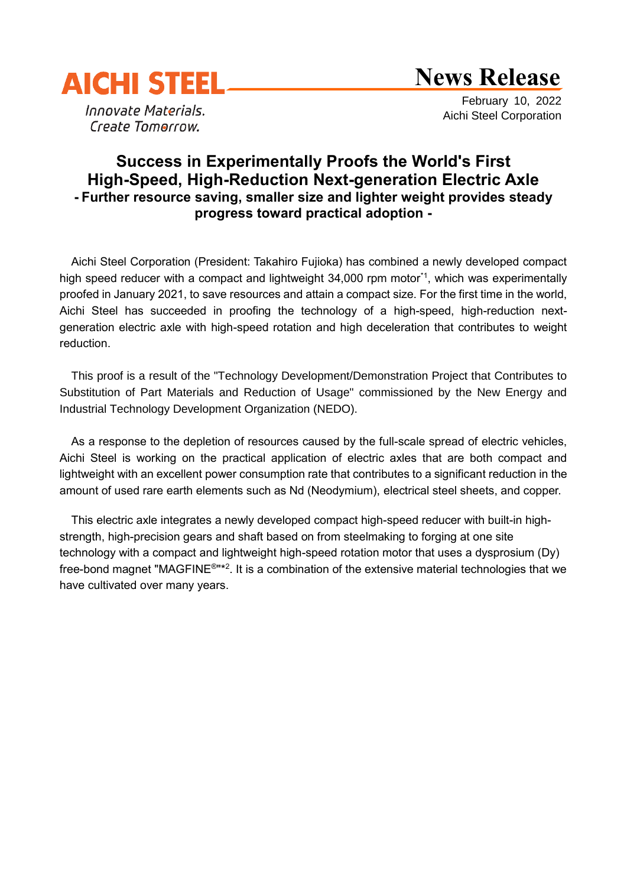AICHI STEEL

Innovate Materials.
Create Tomorrow.

# News Release

February 10, 2022
Aichi Steel Corporation

## Success in Experimentally Proofs the World's First High-Speed, High-Reduction Next-generation Electric Axle

### - Further resource saving, smaller size and lighter weight provides steady progress toward practical adoption -

Aichi Steel Corporation (President: Takahiro Fujioka) has combined a newly developed compact high speed reducer with a compact and lightweight 34,000 rpm motor[*1], which was experimentally proofed in January 2021, to save resources and attain a compact size. For the first time in the world, Aichi Steel has succeeded in proofing the technology of a high-speed, high-reduction next-generation electric axle with high-speed rotation and high deceleration that contributes to weight reduction.

This proof is a result of the "Technology Development/Demonstration Project that Contributes to Substitution of Part Materials and Reduction of Usage" commissioned by the New Energy and Industrial Technology Development Organization (NEDO).

As a response to the depletion of resources caused by the full-scale spread of electric vehicles, Aichi Steel is working on the practical application of electric axles that are both compact and lightweight with an excellent power consumption rate that contributes to a significant reduction in the amount of used rare earth elements such as Nd (Neodymium), electrical steel sheets, and copper.

This electric axle integrates a newly developed compact high-speed reducer with built-in high-strength, high-precision gears and shaft based on from steelmaking to forging at one site technology with a compact and lightweight high-speed rotation motor that uses a dysprosium (Dy) free-bond magnet "MAGFINE®"[*2]. It is a combination of the extensive material technologies that we have cultivated over many years.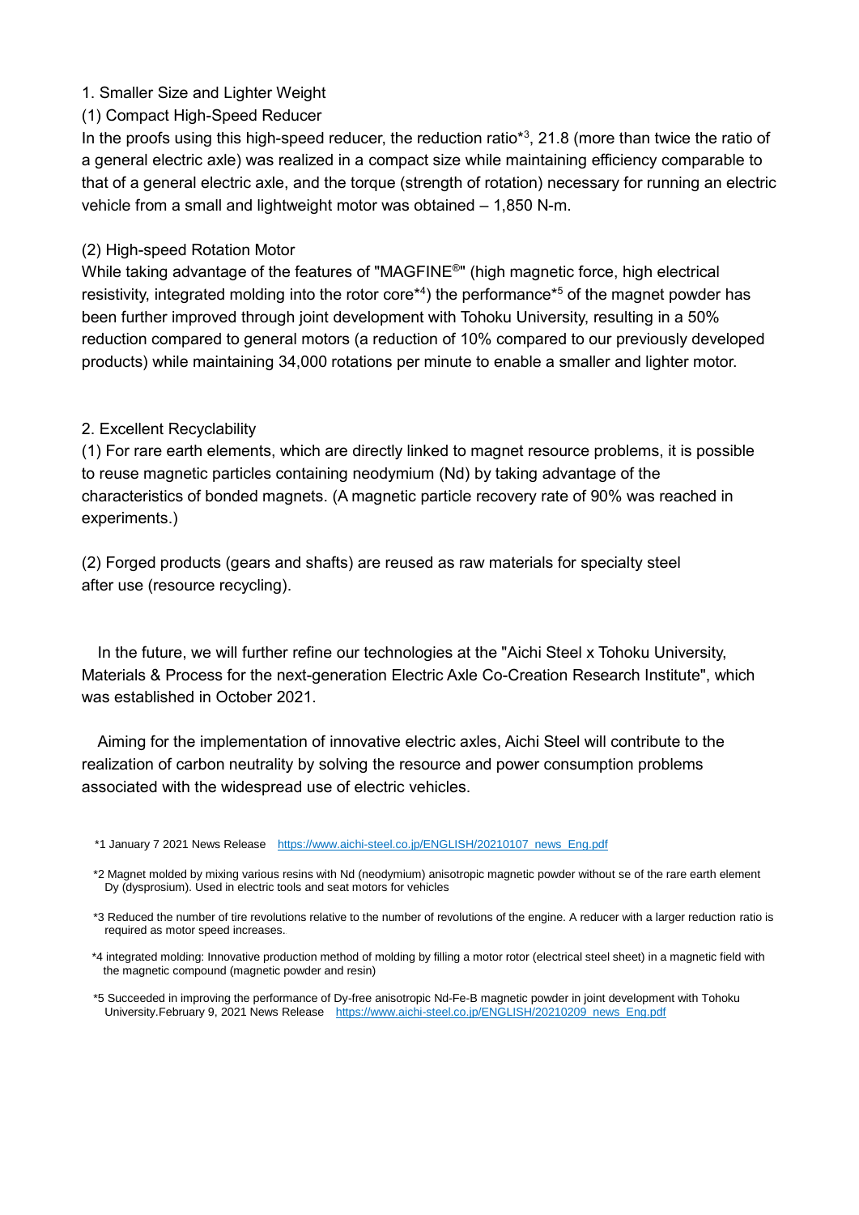1. Smaller Size and Lighter Weight

(1) Compact High-Speed Reducer

In the proofs using this high-speed reducer, the reduction ratio*3, 21.8 (more than twice the ratio of a general electric axle) was realized in a compact size while maintaining efficiency comparable to that of a general electric axle, and the torque (strength of rotation) necessary for running an electric vehicle from a small and lightweight motor was obtained – 1,850 N-m.

(2) High-speed Rotation Motor

While taking advantage of the features of "MAGFINE®" (high magnetic force, high electrical resistivity, integrated molding into the rotor core*4) the performance*5 of the magnet powder has been further improved through joint development with Tohoku University, resulting in a 50% reduction compared to general motors (a reduction of 10% compared to our previously developed products) while maintaining 34,000 rotations per minute to enable a smaller and lighter motor.

2. Excellent Recyclability

(1) For rare earth elements, which are directly linked to magnet resource problems, it is possible to reuse magnetic particles containing neodymium (Nd) by taking advantage of the characteristics of bonded magnets. (A magnetic particle recovery rate of 90% was reached in experiments.)

(2) Forged products (gears and shafts) are reused as raw materials for specialty steel after use (resource recycling).

In the future, we will further refine our technologies at the "Aichi Steel x Tohoku University, Materials & Process for the next-generation Electric Axle Co-Creation Research Institute", which was established in October 2021.

Aiming for the implementation of innovative electric axles, Aichi Steel will contribute to the realization of carbon neutrality by solving the resource and power consumption problems associated with the widespread use of electric vehicles.

*1 January 7 2021 News Release https://www.aichi-steel.co.jp/ENGLISH/20210107_news_Eng.pdf

*2 Magnet molded by mixing various resins with Nd (neodymium) anisotropic magnetic powder without se of the rare earth element Dy (dysprosium). Used in electric tools and seat motors for vehicles

*3 Reduced the number of tire revolutions relative to the number of revolutions of the engine. A reducer with a larger reduction ratio is required as motor speed increases.

*4 integrated molding: Innovative production method of molding by filling a motor rotor (electrical steel sheet) in a magnetic field with the magnetic compound (magnetic powder and resin)

*5 Succeeded in improving the performance of Dy-free anisotropic Nd-Fe-B magnetic powder in joint development with Tohoku University.February 9, 2021 News Release https://www.aichi-steel.co.jp/ENGLISH/20210209_news_Eng.pdf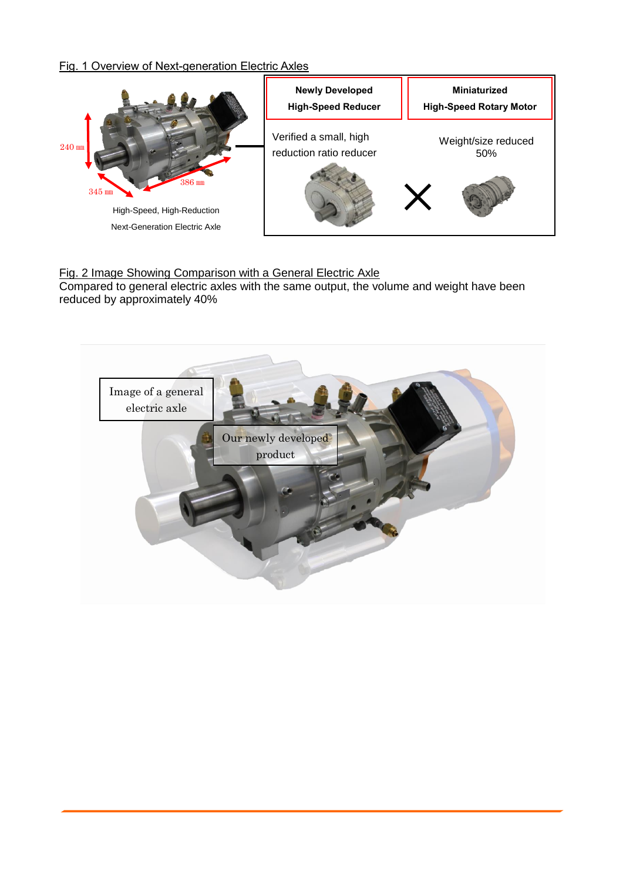Fig. 1 Overview of Next-generation Electric Axles

240 ㎜

345 ㎜

386 ㎜

High-Speed, High-Reduction
Next-Generation Electric Axle

**Newly Developed High-Speed Reducer**

Verified a small, high reduction ratio reducer

**Miniaturized High-Speed Rotary Motor**

Weight/size reduced 50%

Fig. 2 Image Showing Comparison with a General Electric Axle

Compared to general electric axles with the same output, the volume and weight have been reduced by approximately 40%

Image of a general electric axle

Our newly developed product